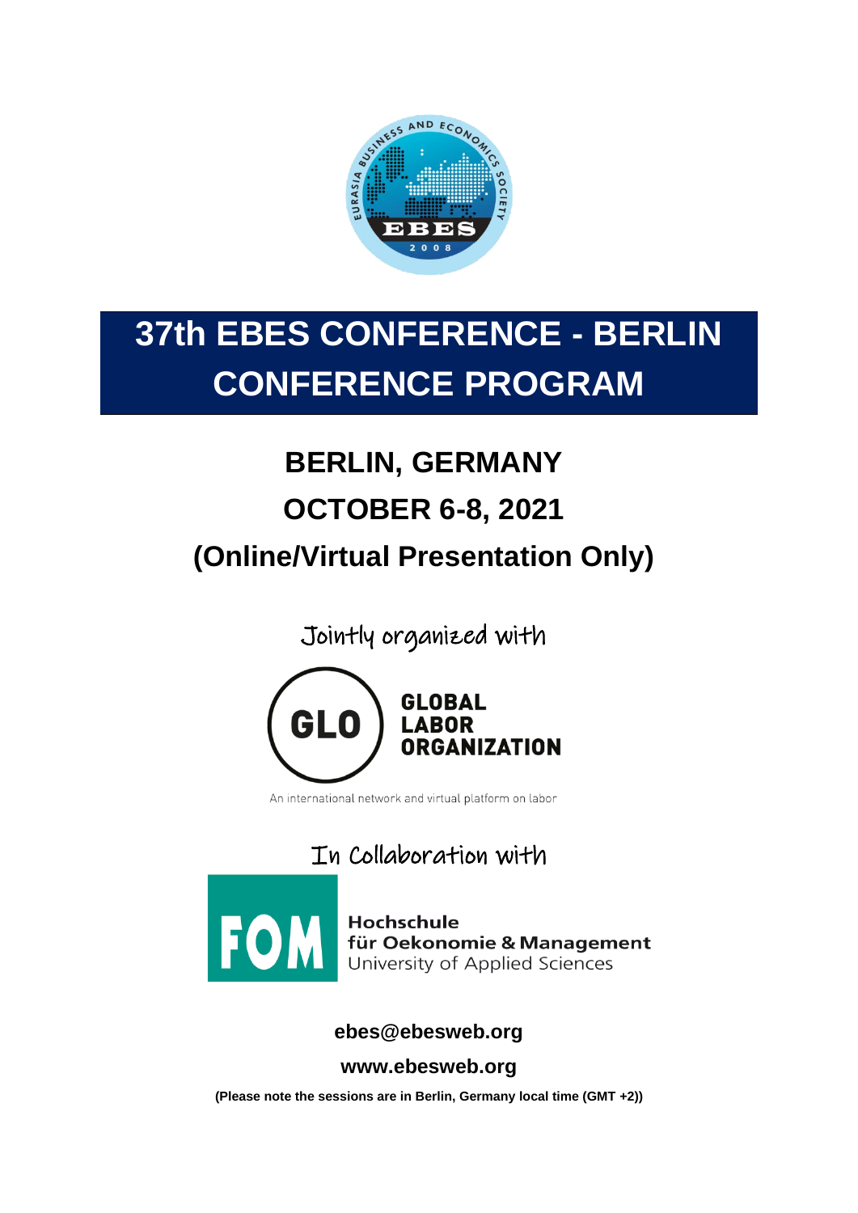# 37th EBES CONFERENCE - BERLIN
# CONFERENCE PROGRAM

## BERLIN, GERMANY
## OCTOBER 6-8, 2021
## (Online/Virtual Presentation Only)

Jointly organized with

GLOBAL LABOR ORGANIZATION

An international network and virtual platform on labor

In Collaboration with

FOM Hochschule für Oekonomie & Management University of Applied Sciences

**ebes@ebesweb.org**

**www.ebesweb.org**

**(Please note the sessions are in Berlin, Germany local time (GMT +2))**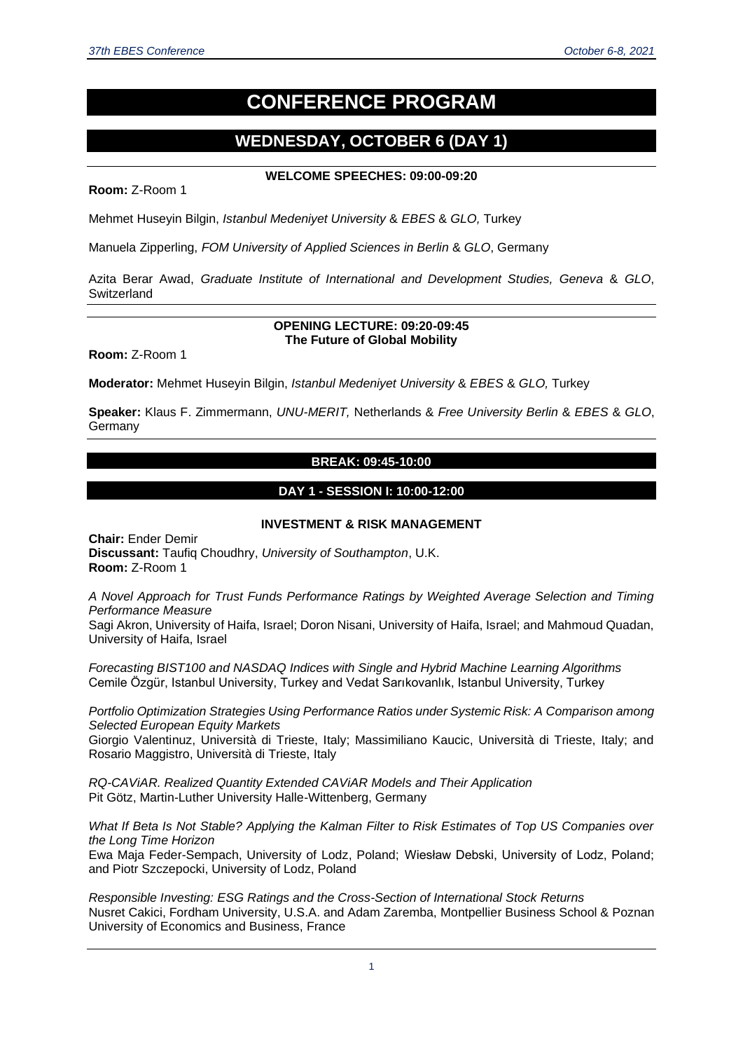# CONFERENCE PROGRAM

## WEDNESDAY, OCTOBER 6 (DAY 1)

**WELCOME SPEECHES: 09:00-09:20**

**Room:** Z-Room 1

Mehmet Huseyin Bilgin, *Istanbul Medeniyet University* & *EBES* & *GLO,* Turkey

Manuela Zipperling, *FOM University of Applied Sciences in Berlin* & *GLO*, Germany

Azita Berar Awad, *Graduate Institute of International and Development Studies, Geneva* & *GLO*, Switzerland

**OPENING LECTURE: 09:20-09:45**
**The Future of Global Mobility**

**Room:** Z-Room 1

**Moderator:** Mehmet Huseyin Bilgin, *Istanbul Medeniyet University* & *EBES* & *GLO,* Turkey

**Speaker:** Klaus F. Zimmermann, *UNU-MERIT,* Netherlands & *Free University Berlin* & *EBES* & *GLO*, Germany

**BREAK: 09:45-10:00**

## DAY 1 - SESSION I: 10:00-12:00

### INVESTMENT & RISK MANAGEMENT

**Chair:** Ender Demir
**Discussant:** Taufiq Choudhry, *University of Southampton*, U.K.
**Room:** Z-Room 1

*A Novel Approach for Trust Funds Performance Ratings by Weighted Average Selection and Timing Performance Measure*
Sagi Akron, University of Haifa, Israel; Doron Nisani, University of Haifa, Israel; and Mahmoud Quadan, University of Haifa, Israel

*Forecasting BIST100 and NASDAQ Indices with Single and Hybrid Machine Learning Algorithms*
Cemile Özgür, Istanbul University, Turkey and Vedat Sarıkovanlık, Istanbul University, Turkey

*Portfolio Optimization Strategies Using Performance Ratios under Systemic Risk: A Comparison among Selected European Equity Markets*
Giorgio Valentinuz, Università di Trieste, Italy; Massimiliano Kaucic, Università di Trieste, Italy; and Rosario Maggistro, Università di Trieste, Italy

*RQ-CAViAR. Realized Quantity Extended CAViAR Models and Their Application*
Pit Götz, Martin-Luther University Halle-Wittenberg, Germany

*What If Beta Is Not Stable? Applying the Kalman Filter to Risk Estimates of Top US Companies over the Long Time Horizon*
Ewa Maja Feder-Sempach, University of Lodz, Poland; Wiesław Debski, University of Lodz, Poland; and Piotr Szczepocki, University of Lodz, Poland

*Responsible Investing: ESG Ratings and the Cross-Section of International Stock Returns*
Nusret Cakici, Fordham University, U.S.A. and Adam Zaremba, Montpellier Business School & Poznan University of Economics and Business, France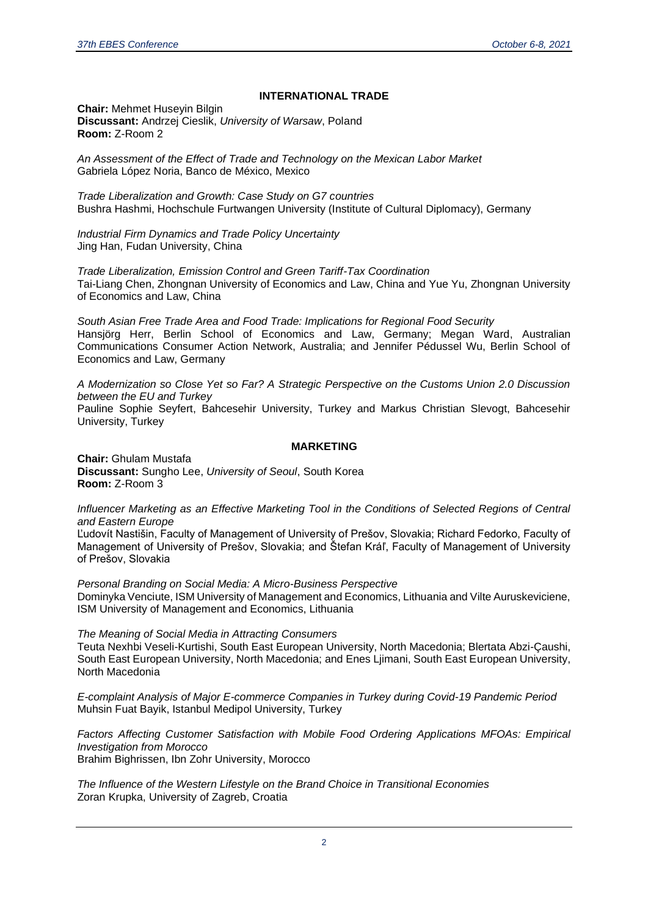## INTERNATIONAL TRADE

**Chair:** Mehmet Huseyin Bilgin
**Discussant:** Andrzej Cieslik, *University of Warsaw*, Poland
**Room:** Z-Room 2

*An Assessment of the Effect of Trade and Technology on the Mexican Labor Market*
Gabriela López Noria, Banco de México, Mexico

*Trade Liberalization and Growth: Case Study on G7 countries*
Bushra Hashmi, Hochschule Furtwangen University (Institute of Cultural Diplomacy), Germany

*Industrial Firm Dynamics and Trade Policy Uncertainty*
Jing Han, Fudan University, China

*Trade Liberalization, Emission Control and Green Tariff-Tax Coordination*
Tai-Liang Chen, Zhongnan University of Economics and Law, China and Yue Yu, Zhongnan University of Economics and Law, China

*South Asian Free Trade Area and Food Trade: Implications for Regional Food Security*
Hansjörg Herr, Berlin School of Economics and Law, Germany; Megan Ward, Australian Communications Consumer Action Network, Australia; and Jennifer Pédussel Wu, Berlin School of Economics and Law, Germany

*A Modernization so Close Yet so Far? A Strategic Perspective on the Customs Union 2.0 Discussion between the EU and Turkey*
Pauline Sophie Seyfert, Bahcesehir University, Turkey and Markus Christian Slevogt, Bahcesehir University, Turkey

## MARKETING

**Chair:** Ghulam Mustafa
**Discussant:** Sungho Lee, *University of Seoul*, South Korea
**Room:** Z-Room 3

*Influencer Marketing as an Effective Marketing Tool in the Conditions of Selected Regions of Central and Eastern Europe*
Ľudovít Nastišin, Faculty of Management of University of Prešov, Slovakia; Richard Fedorko, Faculty of Management of University of Prešov, Slovakia; and Štefan Kráľ, Faculty of Management of University of Prešov, Slovakia

*Personal Branding on Social Media: A Micro-Business Perspective*
Dominyka Venciute, ISM University of Management and Economics, Lithuania and Vilte Auruskeviciene, ISM University of Management and Economics, Lithuania

*The Meaning of Social Media in Attracting Consumers*
Teuta Nexhbi Veseli-Kurtishi, South East European University, North Macedonia; Blertata Abzi-Çaushi, South East European University, North Macedonia; and Enes Ljimani, South East European University, North Macedonia

*E-complaint Analysis of Major E-commerce Companies in Turkey during Covid-19 Pandemic Period*
Muhsin Fuat Bayik, Istanbul Medipol University, Turkey

*Factors Affecting Customer Satisfaction with Mobile Food Ordering Applications MFOAs: Empirical Investigation from Morocco*
Brahim Bighrissen, Ibn Zohr University, Morocco

*The Influence of the Western Lifestyle on the Brand Choice in Transitional Economies*
Zoran Krupka, University of Zagreb, Croatia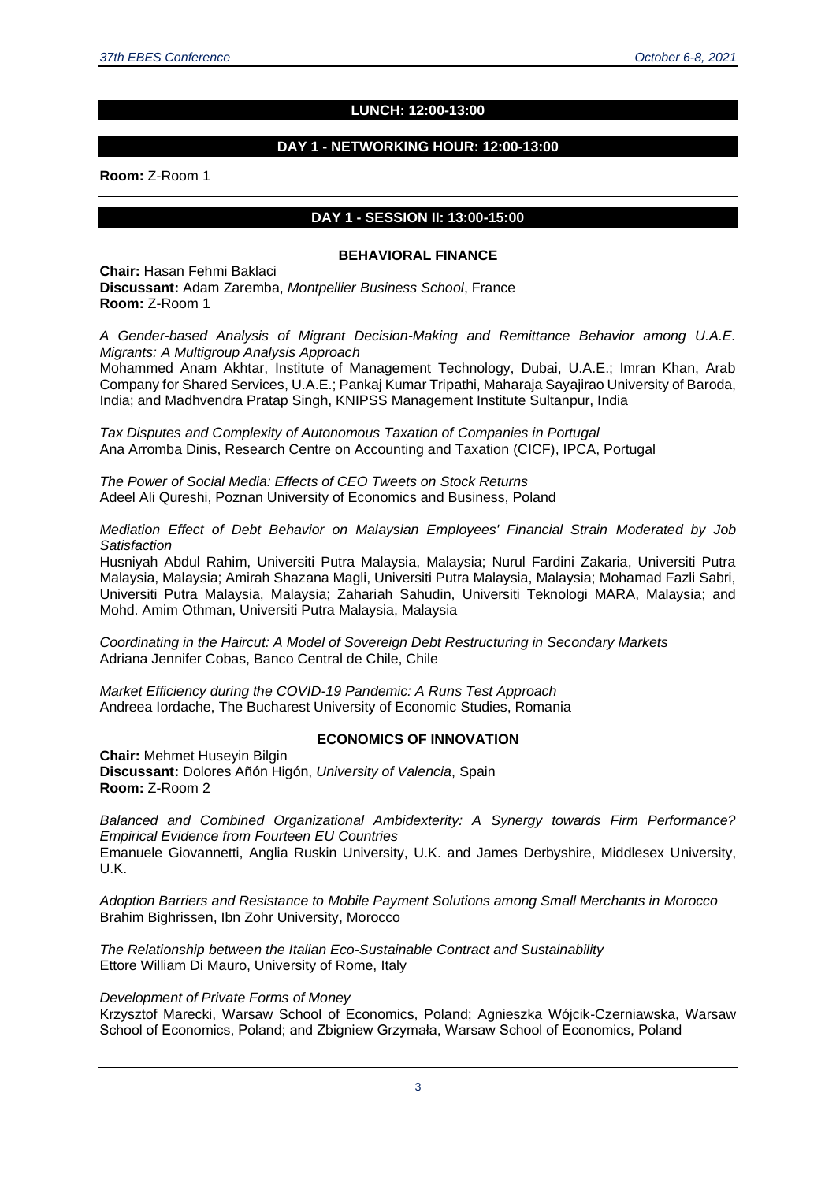## LUNCH: 12:00-13:00

## DAY 1 - NETWORKING HOUR: 12:00-13:00

**Room:** Z-Room 1

## DAY 1 - SESSION II: 13:00-15:00

### BEHAVIORAL FINANCE

**Chair:** Hasan Fehmi Baklaci
**Discussant:** Adam Zaremba, *Montpellier Business School*, France
**Room:** Z-Room 1

*A Gender-based Analysis of Migrant Decision-Making and Remittance Behavior among U.A.E. Migrants: A Multigroup Analysis Approach*
Mohammed Anam Akhtar, Institute of Management Technology, Dubai, U.A.E.; Imran Khan, Arab Company for Shared Services, U.A.E.; Pankaj Kumar Tripathi, Maharaja Sayajirao University of Baroda, India; and Madhvendra Pratap Singh, KNIPSS Management Institute Sultanpur, India

*Tax Disputes and Complexity of Autonomous Taxation of Companies in Portugal*
Ana Arromba Dinis, Research Centre on Accounting and Taxation (CICF), IPCA, Portugal

*The Power of Social Media: Effects of CEO Tweets on Stock Returns*
Adeel Ali Qureshi, Poznan University of Economics and Business, Poland

*Mediation Effect of Debt Behavior on Malaysian Employees' Financial Strain Moderated by Job Satisfaction*
Husniyah Abdul Rahim, Universiti Putra Malaysia, Malaysia; Nurul Fardini Zakaria, Universiti Putra Malaysia, Malaysia; Amirah Shazana Magli, Universiti Putra Malaysia, Malaysia; Mohamad Fazli Sabri, Universiti Putra Malaysia, Malaysia; Zahariah Sahudin, Universiti Teknologi MARA, Malaysia; and Mohd. Amim Othman, Universiti Putra Malaysia, Malaysia

*Coordinating in the Haircut: A Model of Sovereign Debt Restructuring in Secondary Markets*
Adriana Jennifer Cobas, Banco Central de Chile, Chile

*Market Efficiency during the COVID-19 Pandemic: A Runs Test Approach*
Andreea Iordache, The Bucharest University of Economic Studies, Romania

### ECONOMICS OF INNOVATION

**Chair:** Mehmet Huseyin Bilgin
**Discussant:** Dolores Añón Higón, *University of Valencia*, Spain
**Room:** Z-Room 2

*Balanced and Combined Organizational Ambidexterity: A Synergy towards Firm Performance? Empirical Evidence from Fourteen EU Countries*
Emanuele Giovannetti, Anglia Ruskin University, U.K. and James Derbyshire, Middlesex University, U.K.

*Adoption Barriers and Resistance to Mobile Payment Solutions among Small Merchants in Morocco*
Brahim Bighrissen, Ibn Zohr University, Morocco

*The Relationship between the Italian Eco-Sustainable Contract and Sustainability*
Ettore William Di Mauro, University of Rome, Italy

*Development of Private Forms of Money*
Krzysztof Marecki, Warsaw School of Economics, Poland; Agnieszka Wójcik-Czerniawska, Warsaw School of Economics, Poland; and Zbigniew Grzymała, Warsaw School of Economics, Poland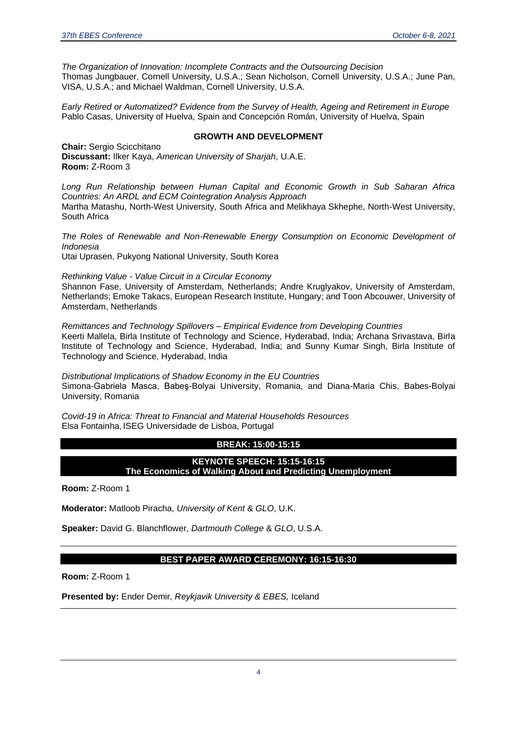*The Organization of Innovation: Incomplete Contracts and the Outsourcing Decision*
Thomas Jungbauer, Cornell University, U.S.A.; Sean Nicholson, Cornell University, U.S.A.; June Pan, VISA, U.S.A.; and Michael Waldman, Cornell University, U.S.A.

*Early Retired or Automatized? Evidence from the Survey of Health, Ageing and Retirement in Europe*
Pablo Casas, University of Huelva, Spain and Concepción Román, University of Huelva, Spain

## GROWTH AND DEVELOPMENT

**Chair:** Sergio Scicchitano
**Discussant:** Ilker Kaya, *American University of Sharjah*, U.A.E.
**Room:** Z-Room 3

*Long Run Relationship between Human Capital and Economic Growth in Sub Saharan Africa Countries: An ARDL and ECM Cointegration Analysis Approach*
Martha Matashu, North-West University, South Africa and Melikhaya Skhephe, North-West University, South Africa

*The Roles of Renewable and Non-Renewable Energy Consumption on Economic Development of Indonesia*
Utai Uprasen, Pukyong National University, South Korea

*Rethinking Value - Value Circuit in a Circular Economy*
Shannon Fase, University of Amsterdam, Netherlands; Andre Kruglyakov, University of Amsterdam, Netherlands; Emoke Takacs, European Research Institute, Hungary; and Toon Abcouwer, University of Amsterdam, Netherlands

*Remittances and Technology Spillovers – Empirical Evidence from Developing Countries*
Keerti Mallela, Birla Institute of Technology and Science, Hyderabad, India; Archana Srivastava, Birla Institute of Technology and Science, Hyderabad, India; and Sunny Kumar Singh, Birla Institute of Technology and Science, Hyderabad, India

*Distributional Implications of Shadow Economy in the EU Countries*
Simona-Gabriela Masca, Babeş-Bolyai University, Romania, and Diana-Maria Chis, Babes-Bolyai University, Romania

*Covid-19 in Africa: Threat to Financial and Material Households Resources*
Elsa Fontainha, ISEG Universidade de Lisboa, Portugal

## BREAK: 15:00-15:15

## KEYNOTE SPEECH: 15:15-16:15
## The Economics of Walking About and Predicting Unemployment

**Room:** Z-Room 1

**Moderator:** Matloob Piracha, *University of Kent & GLO*, U.K.

**Speaker:** David G. Blanchflower, *Dartmouth College & GLO*, U.S.A.

---

## BEST PAPER AWARD CEREMONY: 16:15-16:30

**Room:** Z-Room 1

**Presented by:** Ender Demir, *Reykjavik University & EBES,* Iceland

---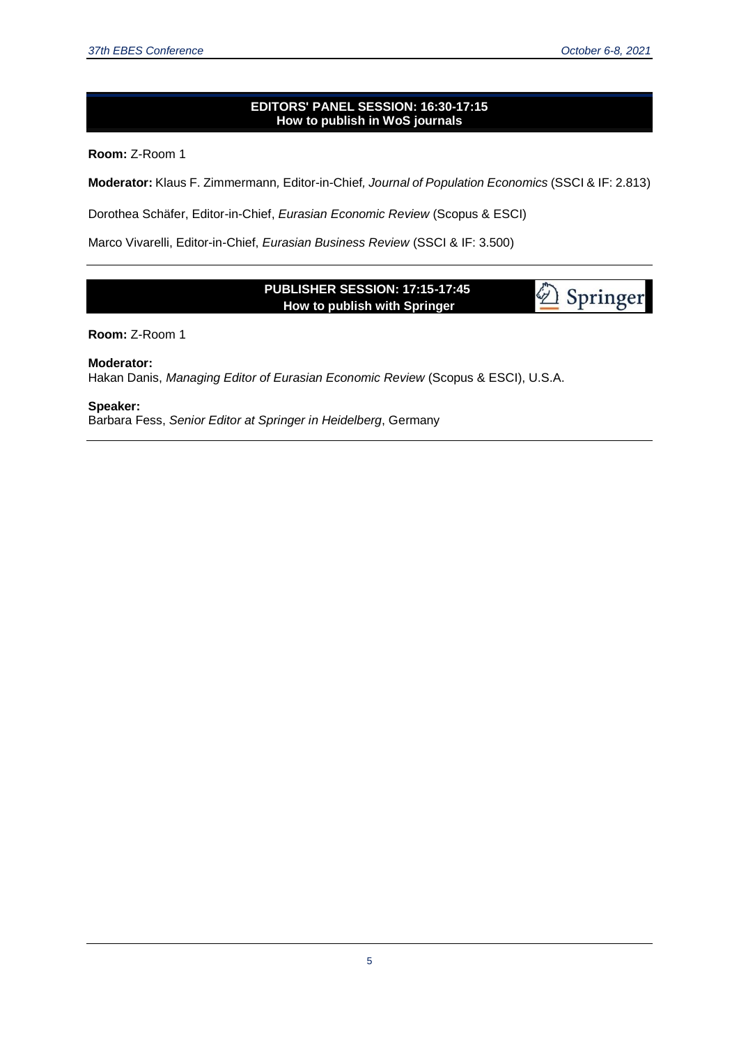## EDITORS' PANEL SESSION: 16:30-17:15
## How to publish in WoS journals

**Room:** Z-Room 1

**Moderator:** Klaus F. Zimmermann, Editor-in-Chief, *Journal of Population Economics* (SSCI & IF: 2.813)

Dorothea Schäfer, Editor-in-Chief, *Eurasian Economic Review* (Scopus & ESCI)

Marco Vivarelli, Editor-in-Chief, *Eurasian Business Review* (SSCI & IF: 3.500)

---

## PUBLISHER SESSION: 17:15-17:45
## How to publish with Springer

Springer

**Room:** Z-Room 1

**Moderator:**
Hakan Danis, *Managing Editor of Eurasian Economic Review* (Scopus & ESCI), U.S.A.

**Speaker:**
Barbara Fess, *Senior Editor at Springer in Heidelberg*, Germany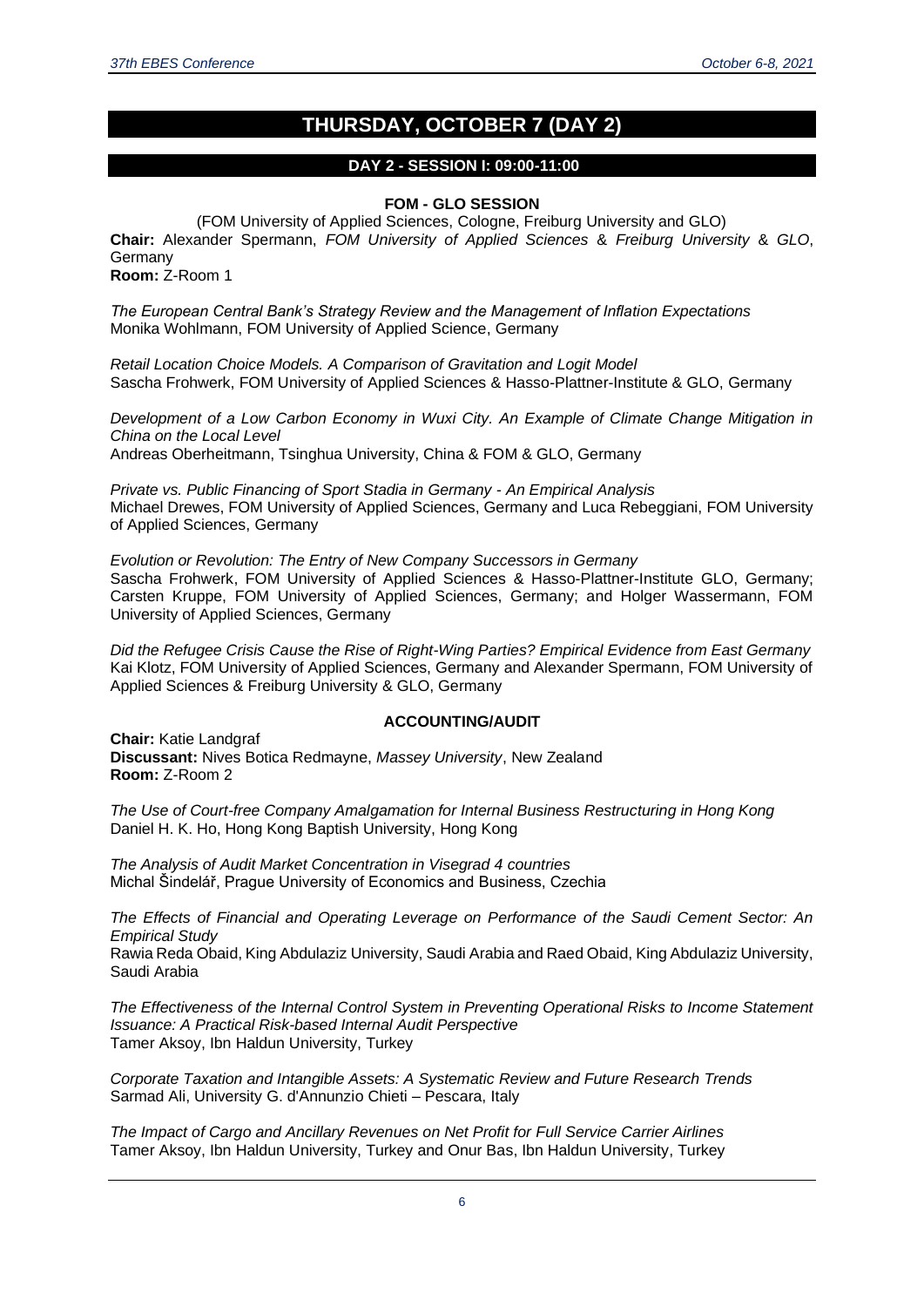# THURSDAY, OCTOBER 7 (DAY 2)

## DAY 2 - SESSION I: 09:00-11:00

### FOM - GLO SESSION

(FOM University of Applied Sciences, Cologne, Freiburg University and GLO)

**Chair:** Alexander Spermann, *FOM University of Applied Sciences* & *Freiburg University* & *GLO*, Germany
**Room:** Z-Room 1

*The European Central Bank's Strategy Review and the Management of Inflation Expectations*
Monika Wohlmann, FOM University of Applied Science, Germany

*Retail Location Choice Models. A Comparison of Gravitation and Logit Model*
Sascha Frohwerk, FOM University of Applied Sciences & Hasso-Plattner-Institute & GLO, Germany

*Development of a Low Carbon Economy in Wuxi City. An Example of Climate Change Mitigation in China on the Local Level*
Andreas Oberheitmann, Tsinghua University, China & FOM & GLO, Germany

*Private vs. Public Financing of Sport Stadia in Germany - An Empirical Analysis*
Michael Drewes, FOM University of Applied Sciences, Germany and Luca Rebeggiani, FOM University of Applied Sciences, Germany

*Evolution or Revolution: The Entry of New Company Successors in Germany*
Sascha Frohwerk, FOM University of Applied Sciences & Hasso-Plattner-Institute GLO, Germany; Carsten Kruppe, FOM University of Applied Sciences, Germany; and Holger Wassermann, FOM University of Applied Sciences, Germany

*Did the Refugee Crisis Cause the Rise of Right-Wing Parties? Empirical Evidence from East Germany*
Kai Klotz, FOM University of Applied Sciences, Germany and Alexander Spermann, FOM University of Applied Sciences & Freiburg University & GLO, Germany

### ACCOUNTING/AUDIT

**Chair:** Katie Landgraf
**Discussant:** Nives Botica Redmayne, *Massey University*, New Zealand
**Room:** Z-Room 2

*The Use of Court-free Company Amalgamation for Internal Business Restructuring in Hong Kong*
Daniel H. K. Ho, Hong Kong Baptish University, Hong Kong

*The Analysis of Audit Market Concentration in Visegrad 4 countries*
Michal Šindelář, Prague University of Economics and Business, Czechia

*The Effects of Financial and Operating Leverage on Performance of the Saudi Cement Sector: An Empirical Study*
Rawia Reda Obaid, King Abdulaziz University, Saudi Arabia and Raed Obaid, King Abdulaziz University, Saudi Arabia

*The Effectiveness of the Internal Control System in Preventing Operational Risks to Income Statement Issuance: A Practical Risk-based Internal Audit Perspective*
Tamer Aksoy, Ibn Haldun University, Turkey

*Corporate Taxation and Intangible Assets: A Systematic Review and Future Research Trends*
Sarmad Ali, University G. d'Annunzio Chieti – Pescara, Italy

*The Impact of Cargo and Ancillary Revenues on Net Profit for Full Service Carrier Airlines*
Tamer Aksoy, Ibn Haldun University, Turkey and Onur Bas, Ibn Haldun University, Turkey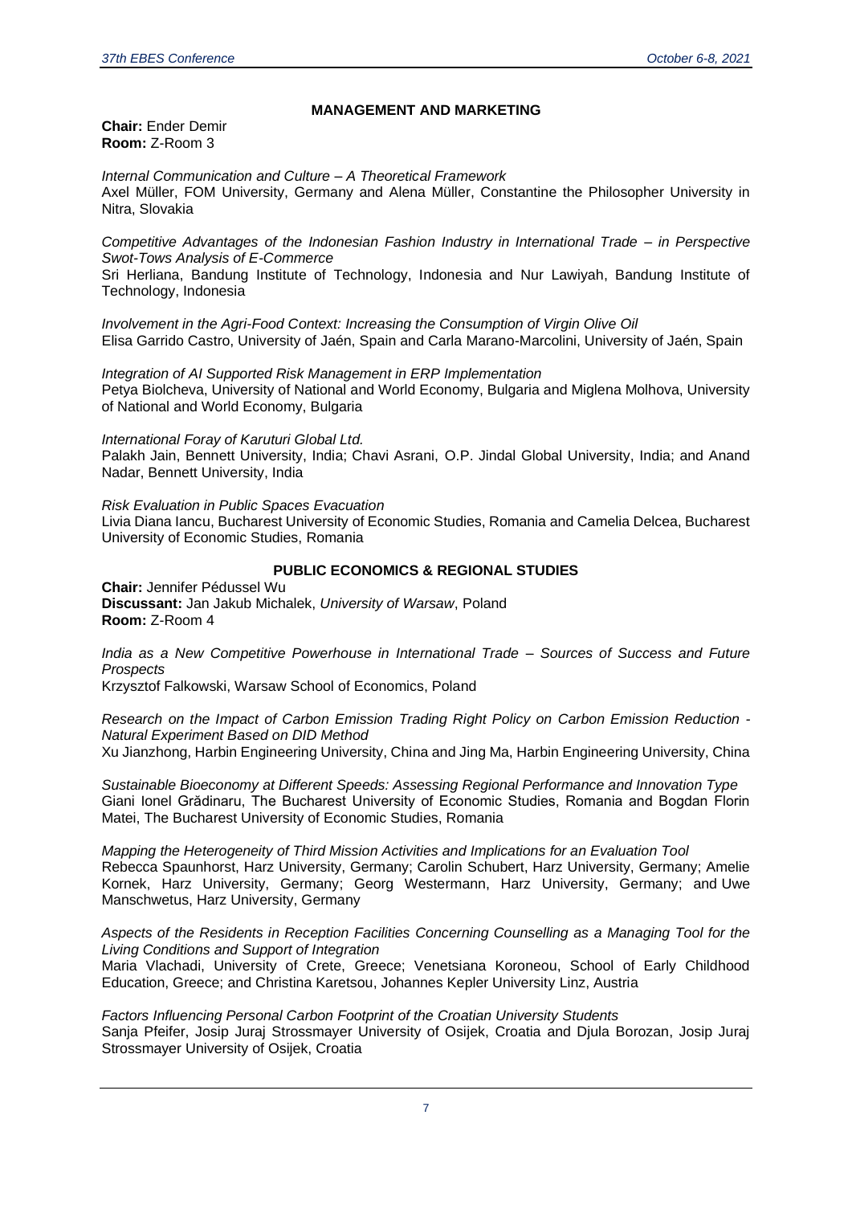## MANAGEMENT AND MARKETING

**Chair:** Ender Demir
**Room:** Z-Room 3

*Internal Communication and Culture – A Theoretical Framework*
Axel Müller, FOM University, Germany and Alena Müller, Constantine the Philosopher University in Nitra, Slovakia

*Competitive Advantages of the Indonesian Fashion Industry in International Trade – in Perspective Swot-Tows Analysis of E-Commerce*
Sri Herliana, Bandung Institute of Technology, Indonesia and Nur Lawiyah, Bandung Institute of Technology, Indonesia

*Involvement in the Agri-Food Context: Increasing the Consumption of Virgin Olive Oil*
Elisa Garrido Castro, University of Jaén, Spain and Carla Marano-Marcolini, University of Jaén, Spain

*Integration of AI Supported Risk Management in ERP Implementation*
Petya Biolcheva, University of National and World Economy, Bulgaria and Miglena Molhova, University of National and World Economy, Bulgaria

*International Foray of Karuturi Global Ltd.*
Palakh Jain, Bennett University, India; Chavi Asrani, O.P. Jindal Global University, India; and Anand Nadar, Bennett University, India

*Risk Evaluation in Public Spaces Evacuation*
Livia Diana Iancu, Bucharest University of Economic Studies, Romania and Camelia Delcea, Bucharest University of Economic Studies, Romania

## PUBLIC ECONOMICS & REGIONAL STUDIES

**Chair:** Jennifer Pédussel Wu
**Discussant:** Jan Jakub Michalek, *University of Warsaw*, Poland
**Room:** Z-Room 4

*India as a New Competitive Powerhouse in International Trade – Sources of Success and Future Prospects*
Krzysztof Falkowski, Warsaw School of Economics, Poland

*Research on the Impact of Carbon Emission Trading Right Policy on Carbon Emission Reduction - Natural Experiment Based on DID Method*
Xu Jianzhong, Harbin Engineering University, China and Jing Ma, Harbin Engineering University, China

*Sustainable Bioeconomy at Different Speeds: Assessing Regional Performance and Innovation Type*
Giani Ionel Grădinaru, The Bucharest University of Economic Studies, Romania and Bogdan Florin Matei, The Bucharest University of Economic Studies, Romania

*Mapping the Heterogeneity of Third Mission Activities and Implications for an Evaluation Tool*
Rebecca Spaunhorst, Harz University, Germany; Carolin Schubert, Harz University, Germany; Amelie Kornek, Harz University, Germany; Georg Westermann, Harz University, Germany; and Uwe Manschwetus, Harz University, Germany

*Aspects of the Residents in Reception Facilities Concerning Counselling as a Managing Tool for the Living Conditions and Support of Integration*
Maria Vlachadi, University of Crete, Greece; Venetsiana Koroneou, School of Early Childhood Education, Greece; and Christina Karetsou, Johannes Kepler University Linz, Austria

*Factors Influencing Personal Carbon Footprint of the Croatian University Students*
Sanja Pfeifer, Josip Juraj Strossmayer University of Osijek, Croatia and Djula Borozan, Josip Juraj Strossmayer University of Osijek, Croatia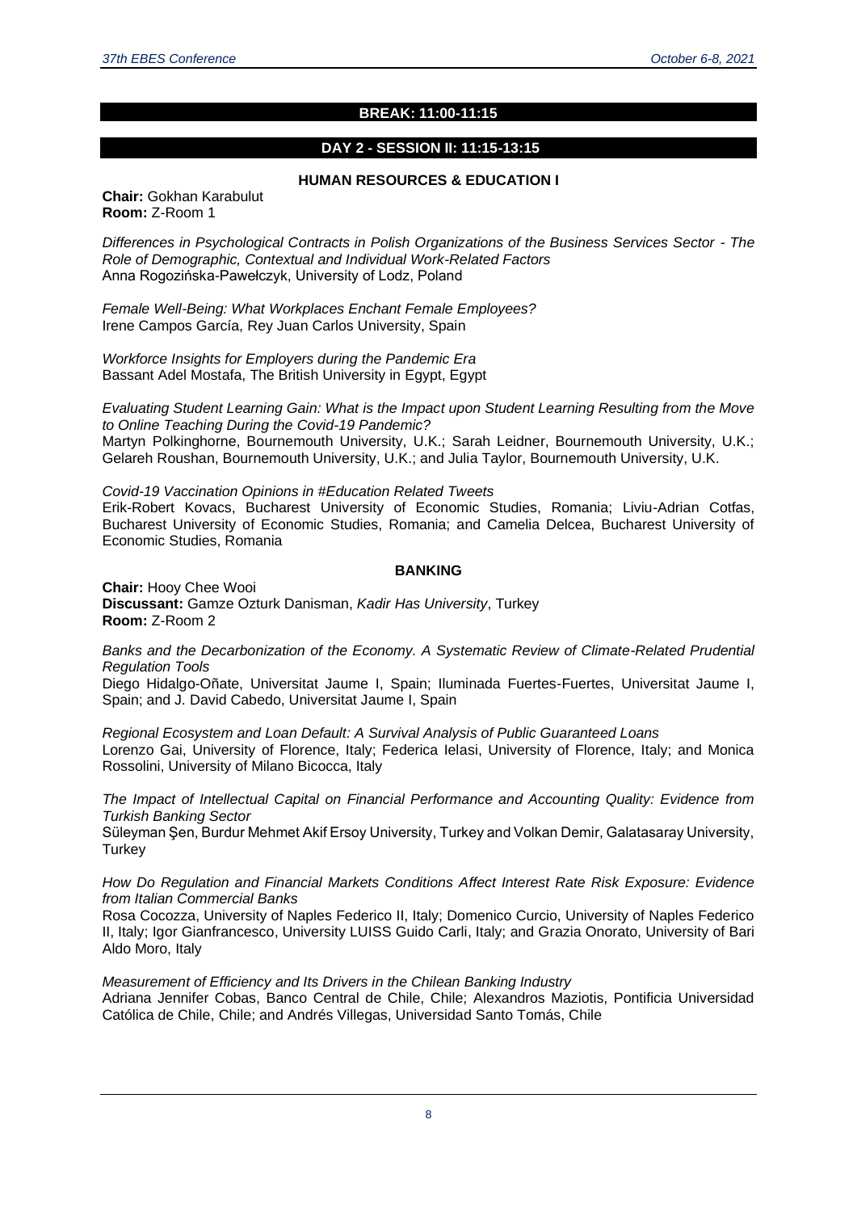## BREAK: 11:00-11:15

## DAY 2 - SESSION II: 11:15-13:15

### HUMAN RESOURCES & EDUCATION I

**Chair:** Gokhan Karabulut
**Room:** Z-Room 1

*Differences in Psychological Contracts in Polish Organizations of the Business Services Sector - The Role of Demographic, Contextual and Individual Work-Related Factors*
Anna Rogozińska-Pawełczyk, University of Lodz, Poland

*Female Well-Being: What Workplaces Enchant Female Employees?*
Irene Campos García, Rey Juan Carlos University, Spain

*Workforce Insights for Employers during the Pandemic Era*
Bassant Adel Mostafa, The British University in Egypt, Egypt

*Evaluating Student Learning Gain: What is the Impact upon Student Learning Resulting from the Move to Online Teaching During the Covid-19 Pandemic?*
Martyn Polkinghorne, Bournemouth University, U.K.; Sarah Leidner, Bournemouth University, U.K.; Gelareh Roushan, Bournemouth University, U.K.; and Julia Taylor, Bournemouth University, U.K.

*Covid-19 Vaccination Opinions in #Education Related Tweets*
Erik-Robert Kovacs, Bucharest University of Economic Studies, Romania; Liviu-Adrian Cotfas, Bucharest University of Economic Studies, Romania; and Camelia Delcea, Bucharest University of Economic Studies, Romania

### BANKING

**Chair:** Hooy Chee Wooi
**Discussant:** Gamze Ozturk Danisman, *Kadir Has University*, Turkey
**Room:** Z-Room 2

*Banks and the Decarbonization of the Economy. A Systematic Review of Climate-Related Prudential Regulation Tools*
Diego Hidalgo-Oñate, Universitat Jaume I, Spain; Iluminada Fuertes-Fuertes, Universitat Jaume I, Spain; and J. David Cabedo, Universitat Jaume I, Spain

*Regional Ecosystem and Loan Default: A Survival Analysis of Public Guaranteed Loans*
Lorenzo Gai, University of Florence, Italy; Federica Ielasi, University of Florence, Italy; and Monica Rossolini, University of Milano Bicocca, Italy

*The Impact of Intellectual Capital on Financial Performance and Accounting Quality: Evidence from Turkish Banking Sector*
Süleyman Şen, Burdur Mehmet Akif Ersoy University, Turkey and Volkan Demir, Galatasaray University, Turkey

*How Do Regulation and Financial Markets Conditions Affect Interest Rate Risk Exposure: Evidence from Italian Commercial Banks*
Rosa Cocozza, University of Naples Federico II, Italy; Domenico Curcio, University of Naples Federico II, Italy; Igor Gianfrancesco, University LUISS Guido Carli, Italy; and Grazia Onorato, University of Bari Aldo Moro, Italy

*Measurement of Efficiency and Its Drivers in the Chilean Banking Industry*
Adriana Jennifer Cobas, Banco Central de Chile, Chile; Alexandros Maziotis, Pontificia Universidad Católica de Chile, Chile; and Andrés Villegas, Universidad Santo Tomás, Chile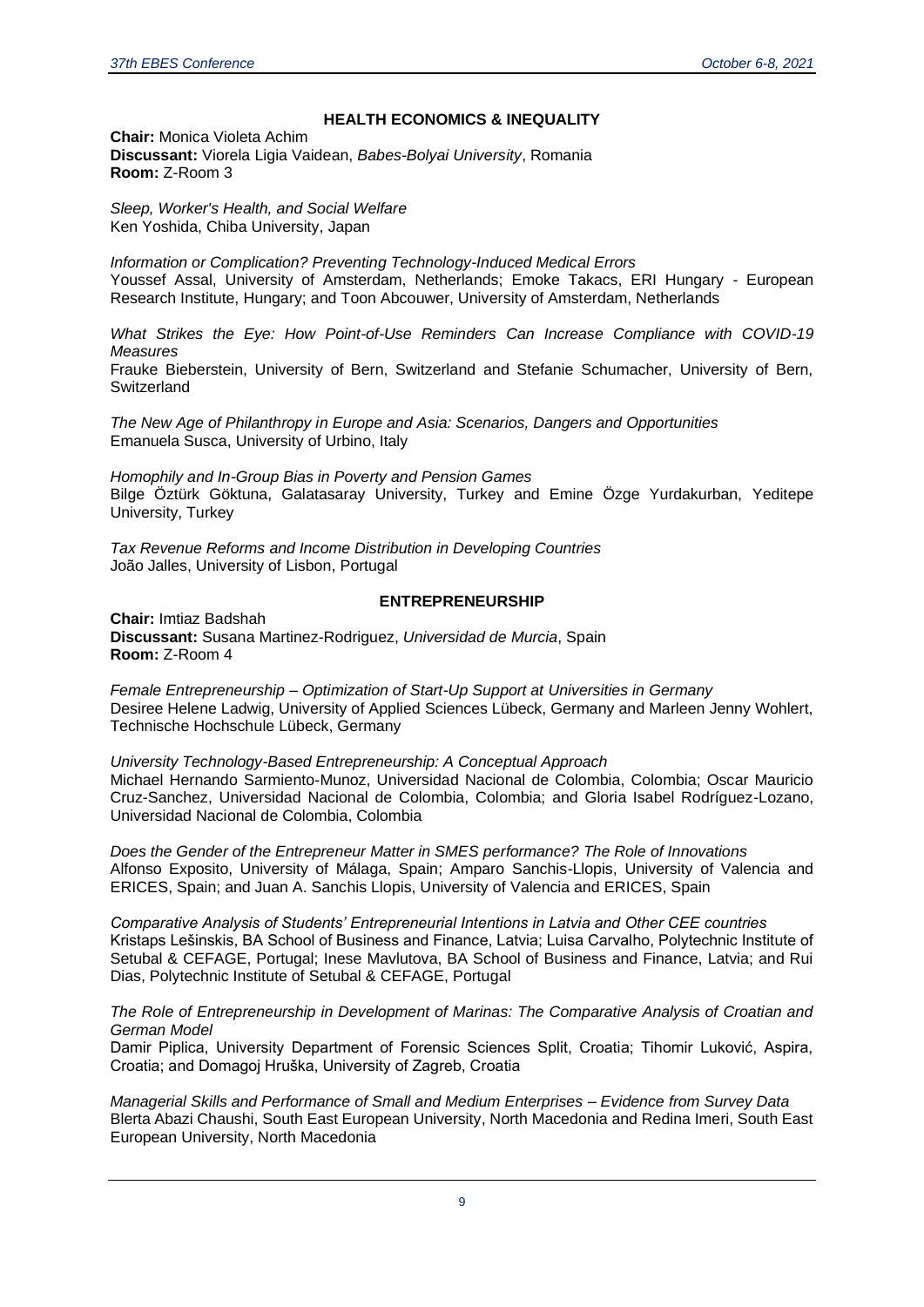## HEALTH ECONOMICS & INEQUALITY

**Chair:** Monica Violeta Achim
**Discussant:** Viorela Ligia Vaidean, *Babes-Bolyai University*, Romania
**Room:** Z-Room 3

*Sleep, Worker's Health, and Social Welfare*
Ken Yoshida, Chiba University, Japan

*Information or Complication? Preventing Technology-Induced Medical Errors*
Youssef Assal, University of Amsterdam, Netherlands; Emoke Takacs, ERI Hungary - European Research Institute, Hungary; and Toon Abcouwer, University of Amsterdam, Netherlands

*What Strikes the Eye: How Point-of-Use Reminders Can Increase Compliance with COVID-19 Measures*
Frauke Bieberstein, University of Bern, Switzerland and Stefanie Schumacher, University of Bern, Switzerland

*The New Age of Philanthropy in Europe and Asia: Scenarios, Dangers and Opportunities*
Emanuela Susca, University of Urbino, Italy

*Homophily and In-Group Bias in Poverty and Pension Games*
Bilge Öztürk Göktuna, Galatasaray University, Turkey and Emine Özge Yurdakurban, Yeditepe University, Turkey

*Tax Revenue Reforms and Income Distribution in Developing Countries*
João Jalles, University of Lisbon, Portugal

## ENTREPRENEURSHIP

**Chair:** Imtiaz Badshah
**Discussant:** Susana Martinez-Rodriguez, *Universidad de Murcia*, Spain
**Room:** Z-Room 4

*Female Entrepreneurship – Optimization of Start-Up Support at Universities in Germany*
Desiree Helene Ladwig, University of Applied Sciences Lübeck, Germany and Marleen Jenny Wohlert, Technische Hochschule Lübeck, Germany

*University Technology-Based Entrepreneurship: A Conceptual Approach*
Michael Hernando Sarmiento-Munoz, Universidad Nacional de Colombia, Colombia; Oscar Mauricio Cruz-Sanchez, Universidad Nacional de Colombia, Colombia; and Gloria Isabel Rodríguez-Lozano, Universidad Nacional de Colombia, Colombia

*Does the Gender of the Entrepreneur Matter in SMES performance? The Role of Innovations*
Alfonso Exposito, University of Málaga, Spain; Amparo Sanchis-Llopis, University of Valencia and ERICES, Spain; and Juan A. Sanchis Llopis, University of Valencia and ERICES, Spain

*Comparative Analysis of Students' Entrepreneurial Intentions in Latvia and Other CEE countries*
Kristaps Lešinskis, BA School of Business and Finance, Latvia; Luisa Carvalho, Polytechnic Institute of Setubal & CEFAGE, Portugal; Inese Mavlutova, BA School of Business and Finance, Latvia; and Rui Dias, Polytechnic Institute of Setubal & CEFAGE, Portugal

*The Role of Entrepreneurship in Development of Marinas: The Comparative Analysis of Croatian and German Model*
Damir Piplica, University Department of Forensic Sciences Split, Croatia; Tihomir Luković, Aspira, Croatia; and Domagoj Hruška, University of Zagreb, Croatia

*Managerial Skills and Performance of Small and Medium Enterprises – Evidence from Survey Data*
Blerta Abazi Chaushi, South East European University, North Macedonia and Redina Imeri, South East European University, North Macedonia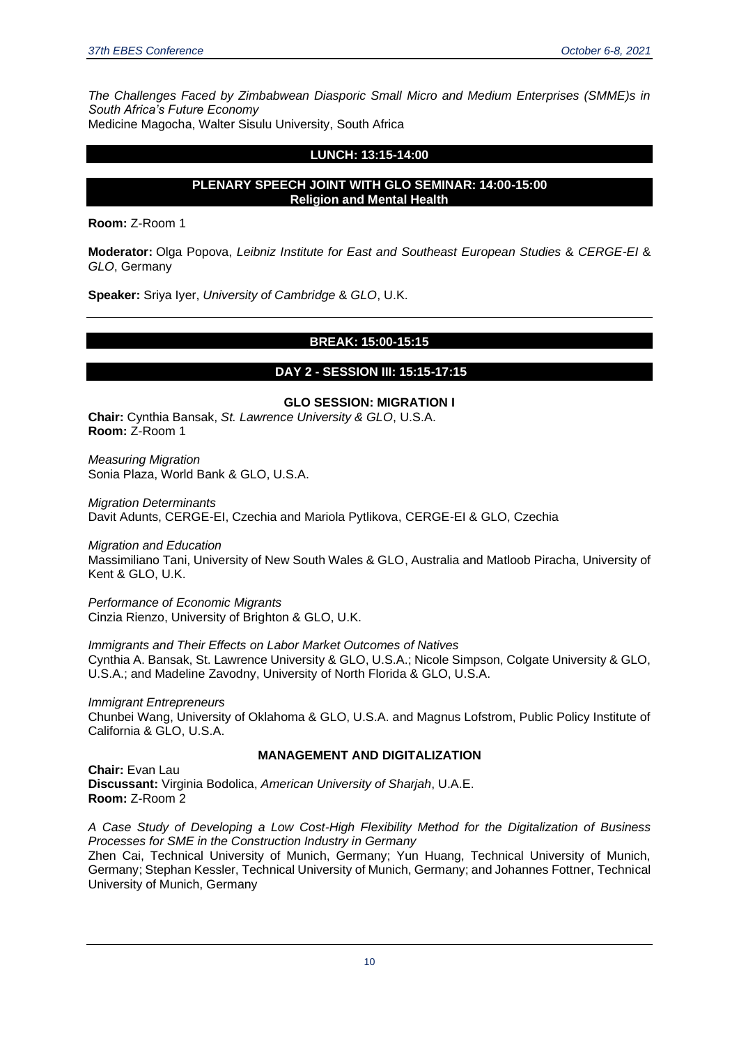*The Challenges Faced by Zimbabwean Diasporic Small Micro and Medium Enterprises (SMME)s in South Africa's Future Economy*
Medicine Magocha, Walter Sisulu University, South Africa

## LUNCH: 13:15-14:00

## PLENARY SPEECH JOINT WITH GLO SEMINAR: 14:00-15:00
### Religion and Mental Health

**Room:** Z-Room 1

**Moderator:** Olga Popova, *Leibniz Institute for East and Southeast European Studies* & *CERGE-EI* & *GLO*, Germany

**Speaker:** Sriya Iyer, *University of Cambridge* & *GLO*, U.K.

---

## BREAK: 15:00-15:15

## DAY 2 - SESSION III: 15:15-17:15

### GLO SESSION: MIGRATION I

**Chair:** Cynthia Bansak, *St. Lawrence University & GLO*, U.S.A.
**Room:** Z-Room 1

*Measuring Migration*
Sonia Plaza, World Bank & GLO, U.S.A.

*Migration Determinants*
Davit Adunts, CERGE-EI, Czechia and Mariola Pytlikova, CERGE-EI & GLO, Czechia

*Migration and Education*
Massimiliano Tani, University of New South Wales & GLO, Australia and Matloob Piracha, University of Kent & GLO, U.K.

*Performance of Economic Migrants*
Cinzia Rienzo, University of Brighton & GLO, U.K.

*Immigrants and Their Effects on Labor Market Outcomes of Natives*
Cynthia A. Bansak, St. Lawrence University & GLO, U.S.A.; Nicole Simpson, Colgate University & GLO, U.S.A.; and Madeline Zavodny, University of North Florida & GLO, U.S.A.

*Immigrant Entrepreneurs*
Chunbei Wang, University of Oklahoma & GLO, U.S.A. and Magnus Lofstrom, Public Policy Institute of California & GLO, U.S.A.

### MANAGEMENT AND DIGITALIZATION

**Chair:** Evan Lau
**Discussant:** Virginia Bodolica, *American University of Sharjah*, U.A.E.
**Room:** Z-Room 2

*A Case Study of Developing a Low Cost-High Flexibility Method for the Digitalization of Business Processes for SME in the Construction Industry in Germany*
Zhen Cai, Technical University of Munich, Germany; Yun Huang, Technical University of Munich, Germany; Stephan Kessler, Technical University of Munich, Germany; and Johannes Fottner, Technical University of Munich, Germany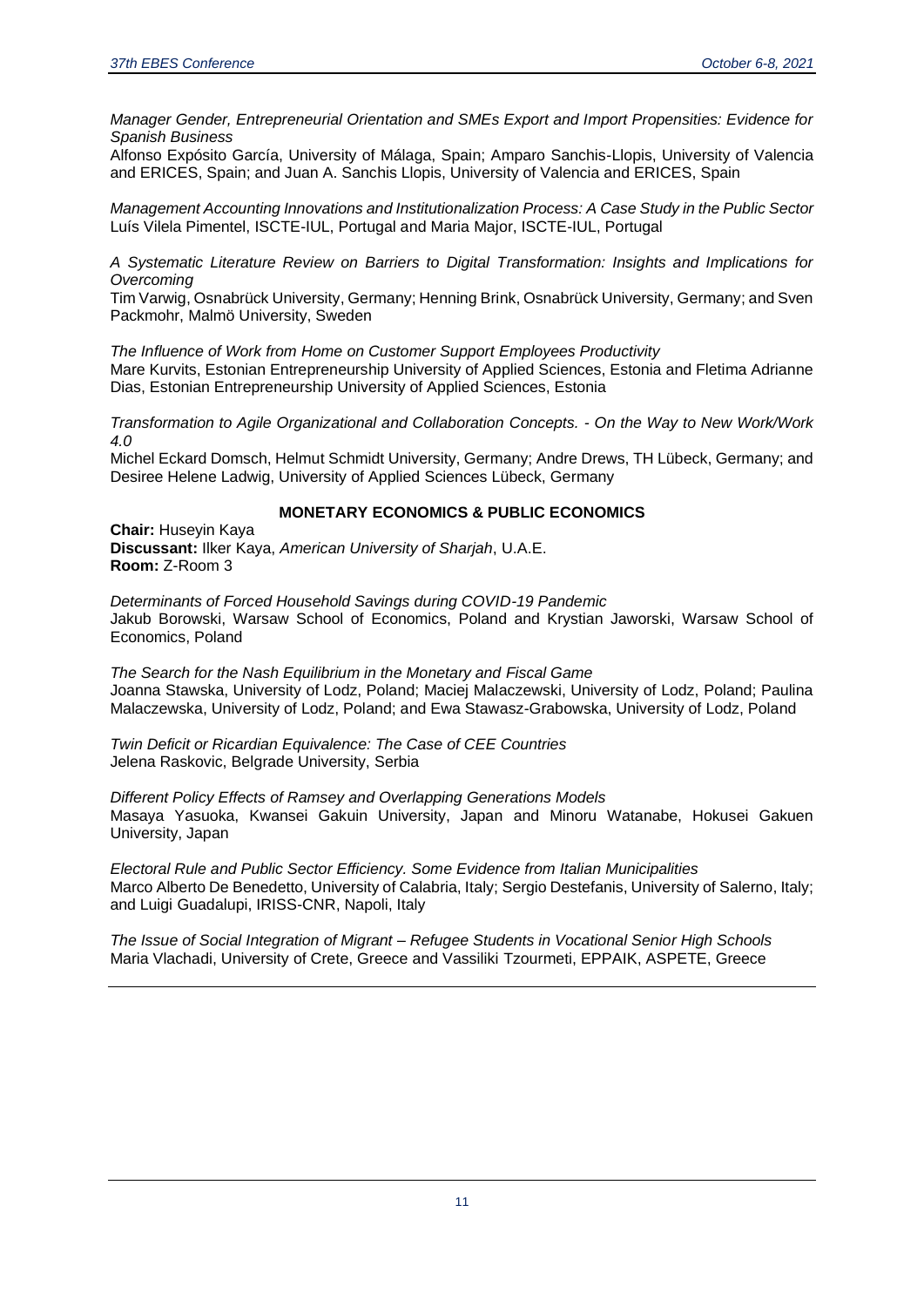*Manager Gender, Entrepreneurial Orientation and SMEs Export and Import Propensities: Evidence for Spanish Business*
Alfonso Expósito García, University of Málaga, Spain; Amparo Sanchis-Llopis, University of Valencia and ERICES, Spain; and Juan A. Sanchis Llopis, University of Valencia and ERICES, Spain

*Management Accounting Innovations and Institutionalization Process: A Case Study in the Public Sector*
Luís Vilela Pimentel, ISCTE-IUL, Portugal and Maria Major, ISCTE-IUL, Portugal

*A Systematic Literature Review on Barriers to Digital Transformation: Insights and Implications for Overcoming*
Tim Varwig, Osnabrück University, Germany; Henning Brink, Osnabrück University, Germany; and Sven Packmohr, Malmö University, Sweden

*The Influence of Work from Home on Customer Support Employees Productivity*
Mare Kurvits, Estonian Entrepreneurship University of Applied Sciences, Estonia and Fletima Adrianne Dias, Estonian Entrepreneurship University of Applied Sciences, Estonia

*Transformation to Agile Organizational and Collaboration Concepts. - On the Way to New Work/Work 4.0*
Michel Eckard Domsch, Helmut Schmidt University, Germany; Andre Drews, TH Lübeck, Germany; and Desiree Helene Ladwig, University of Applied Sciences Lübeck, Germany

## MONETARY ECONOMICS & PUBLIC ECONOMICS

**Chair:** Huseyin Kaya
**Discussant:** Ilker Kaya, *American University of Sharjah*, U.A.E.
**Room:** Z-Room 3

*Determinants of Forced Household Savings during COVID-19 Pandemic*
Jakub Borowski, Warsaw School of Economics, Poland and Krystian Jaworski, Warsaw School of Economics, Poland

*The Search for the Nash Equilibrium in the Monetary and Fiscal Game*
Joanna Stawska, University of Lodz, Poland; Maciej Malaczewski, University of Lodz, Poland; Paulina Malaczewska, University of Lodz, Poland; and Ewa Stawasz-Grabowska, University of Lodz, Poland

*Twin Deficit or Ricardian Equivalence: The Case of CEE Countries*
Jelena Raskovic, Belgrade University, Serbia

*Different Policy Effects of Ramsey and Overlapping Generations Models*
Masaya Yasuoka, Kwansei Gakuin University, Japan and Minoru Watanabe, Hokusei Gakuen University, Japan

*Electoral Rule and Public Sector Efficiency. Some Evidence from Italian Municipalities*
Marco Alberto De Benedetto, University of Calabria, Italy; Sergio Destefanis, University of Salerno, Italy; and Luigi Guadalupi, IRISS-CNR, Napoli, Italy

*The Issue of Social Integration of Migrant – Refugee Students in Vocational Senior High Schools*
Maria Vlachadi, University of Crete, Greece and Vassiliki Tzourmeti, EPPAIK, ASPETE, Greece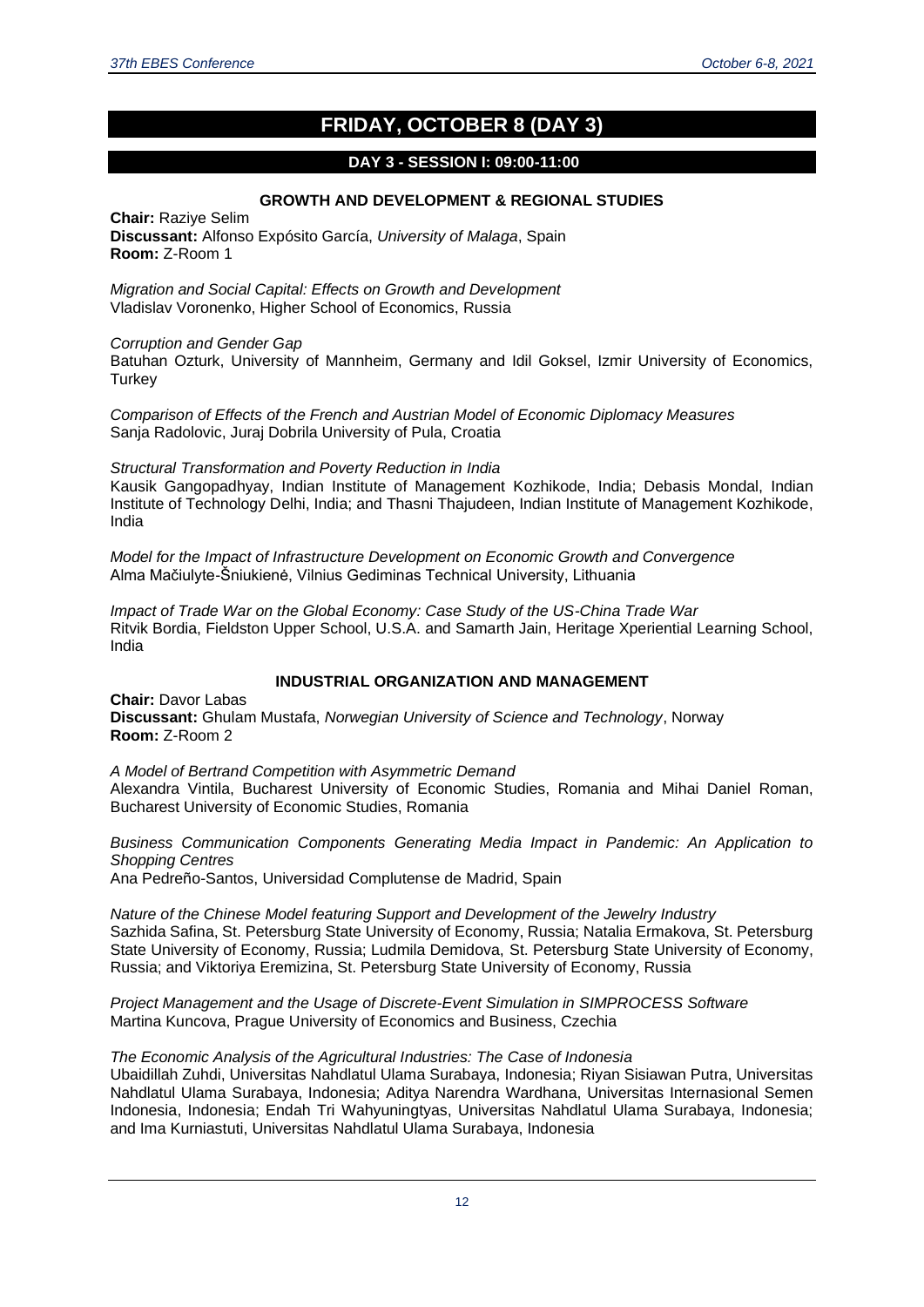# FRIDAY, OCTOBER 8 (DAY 3)

## DAY 3 - SESSION I: 09:00-11:00

### GROWTH AND DEVELOPMENT & REGIONAL STUDIES

**Chair:** Raziye Selim
**Discussant:** Alfonso Expósito García, *University of Malaga*, Spain
**Room:** Z-Room 1

*Migration and Social Capital: Effects on Growth and Development*
Vladislav Voronenko, Higher School of Economics, Russia

*Corruption and Gender Gap*
Batuhan Ozturk, University of Mannheim, Germany and Idil Goksel, Izmir University of Economics, Turkey

*Comparison of Effects of the French and Austrian Model of Economic Diplomacy Measures*
Sanja Radolovic, Juraj Dobrila University of Pula, Croatia

*Structural Transformation and Poverty Reduction in India*
Kausik Gangopadhyay, Indian Institute of Management Kozhikode, India; Debasis Mondal, Indian Institute of Technology Delhi, India; and Thasni Thajudeen, Indian Institute of Management Kozhikode, India

*Model for the Impact of Infrastructure Development on Economic Growth and Convergence*
Alma Mačiulyte-Šniukienė, Vilnius Gediminas Technical University, Lithuania

*Impact of Trade War on the Global Economy: Case Study of the US-China Trade War*
Ritvik Bordia, Fieldston Upper School, U.S.A. and Samarth Jain, Heritage Xperiential Learning School, India

### INDUSTRIAL ORGANIZATION AND MANAGEMENT

**Chair:** Davor Labas
**Discussant:** Ghulam Mustafa, *Norwegian University of Science and Technology*, Norway
**Room:** Z-Room 2

*A Model of Bertrand Competition with Asymmetric Demand*
Alexandra Vintila, Bucharest University of Economic Studies, Romania and Mihai Daniel Roman, Bucharest University of Economic Studies, Romania

*Business Communication Components Generating Media Impact in Pandemic: An Application to Shopping Centres*
Ana Pedreño-Santos, Universidad Complutense de Madrid, Spain

*Nature of the Chinese Model featuring Support and Development of the Jewelry Industry*
Sazhida Safina, St. Petersburg State University of Economy, Russia; Natalia Ermakova, St. Petersburg State University of Economy, Russia; Ludmila Demidova, St. Petersburg State University of Economy, Russia; and Viktoriya Eremizina, St. Petersburg State University of Economy, Russia

*Project Management and the Usage of Discrete-Event Simulation in SIMPROCESS Software*
Martina Kuncova, Prague University of Economics and Business, Czechia

*The Economic Analysis of the Agricultural Industries: The Case of Indonesia*
Ubaidillah Zuhdi, Universitas Nahdlatul Ulama Surabaya, Indonesia; Riyan Sisiawan Putra, Universitas Nahdlatul Ulama Surabaya, Indonesia; Aditya Narendra Wardhana, Universitas Internasional Semen Indonesia, Indonesia; Endah Tri Wahyuningtyas, Universitas Nahdlatul Ulama Surabaya, Indonesia; and Ima Kurniastuti, Universitas Nahdlatul Ulama Surabaya, Indonesia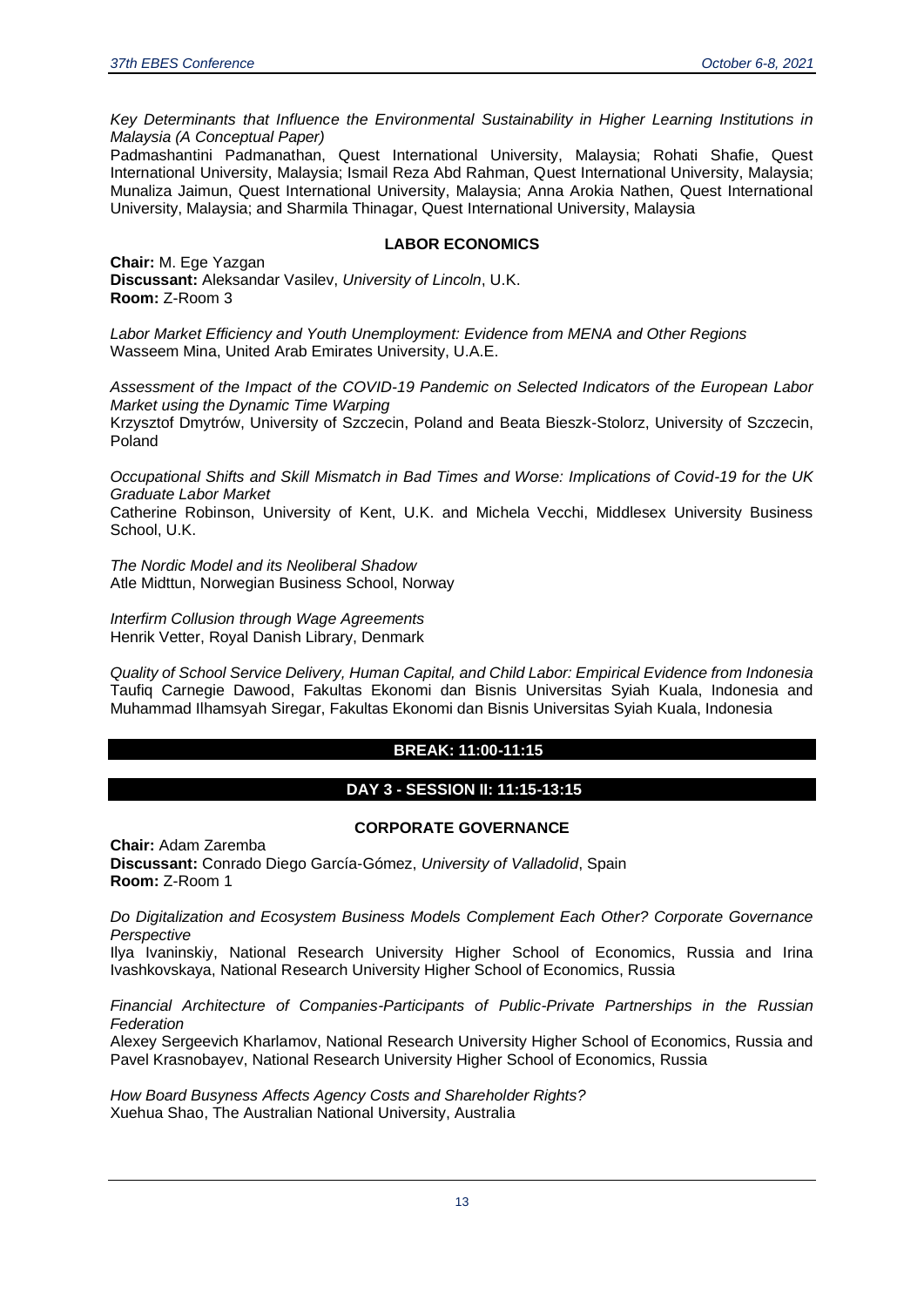*Key Determinants that Influence the Environmental Sustainability in Higher Learning Institutions in Malaysia (A Conceptual Paper)*
Padmashantini Padmanathan, Quest International University, Malaysia; Rohati Shafie, Quest International University, Malaysia; Ismail Reza Abd Rahman, Quest International University, Malaysia; Munaliza Jaimun, Quest International University, Malaysia; Anna Arokia Nathen, Quest International University, Malaysia; and Sharmila Thinagar, Quest International University, Malaysia

### LABOR ECONOMICS

**Chair:** M. Ege Yazgan
**Discussant:** Aleksandar Vasilev, *University of Lincoln*, U.K.
**Room:** Z-Room 3

*Labor Market Efficiency and Youth Unemployment: Evidence from MENA and Other Regions*
Wasseem Mina, United Arab Emirates University, U.A.E.

*Assessment of the Impact of the COVID-19 Pandemic on Selected Indicators of the European Labor Market using the Dynamic Time Warping*
Krzysztof Dmytrów, University of Szczecin, Poland and Beata Bieszk-Stolorz, University of Szczecin, Poland

*Occupational Shifts and Skill Mismatch in Bad Times and Worse: Implications of Covid-19 for the UK Graduate Labor Market*
Catherine Robinson, University of Kent, U.K. and Michela Vecchi, Middlesex University Business School, U.K.

*The Nordic Model and its Neoliberal Shadow*
Atle Midttun, Norwegian Business School, Norway

*Interfirm Collusion through Wage Agreements*
Henrik Vetter, Royal Danish Library, Denmark

*Quality of School Service Delivery, Human Capital, and Child Labor: Empirical Evidence from Indonesia*
Taufiq Carnegie Dawood, Fakultas Ekonomi dan Bisnis Universitas Syiah Kuala, Indonesia and Muhammad Ilhamsyah Siregar, Fakultas Ekonomi dan Bisnis Universitas Syiah Kuala, Indonesia

## BREAK: 11:00-11:15

## DAY 3 - SESSION II: 11:15-13:15

### CORPORATE GOVERNANCE

**Chair:** Adam Zaremba
**Discussant:** Conrado Diego García-Gómez, *University of Valladolid*, Spain
**Room:** Z-Room 1

*Do Digitalization and Ecosystem Business Models Complement Each Other? Corporate Governance Perspective*
Ilya Ivaninskiy, National Research University Higher School of Economics, Russia and Irina Ivashkovskaya, National Research University Higher School of Economics, Russia

*Financial Architecture of Companies-Participants of Public-Private Partnerships in the Russian Federation*
Alexey Sergeevich Kharlamov, National Research University Higher School of Economics, Russia and Pavel Krasnobayev, National Research University Higher School of Economics, Russia

*How Board Busyness Affects Agency Costs and Shareholder Rights?*
Xuehua Shao, The Australian National University, Australia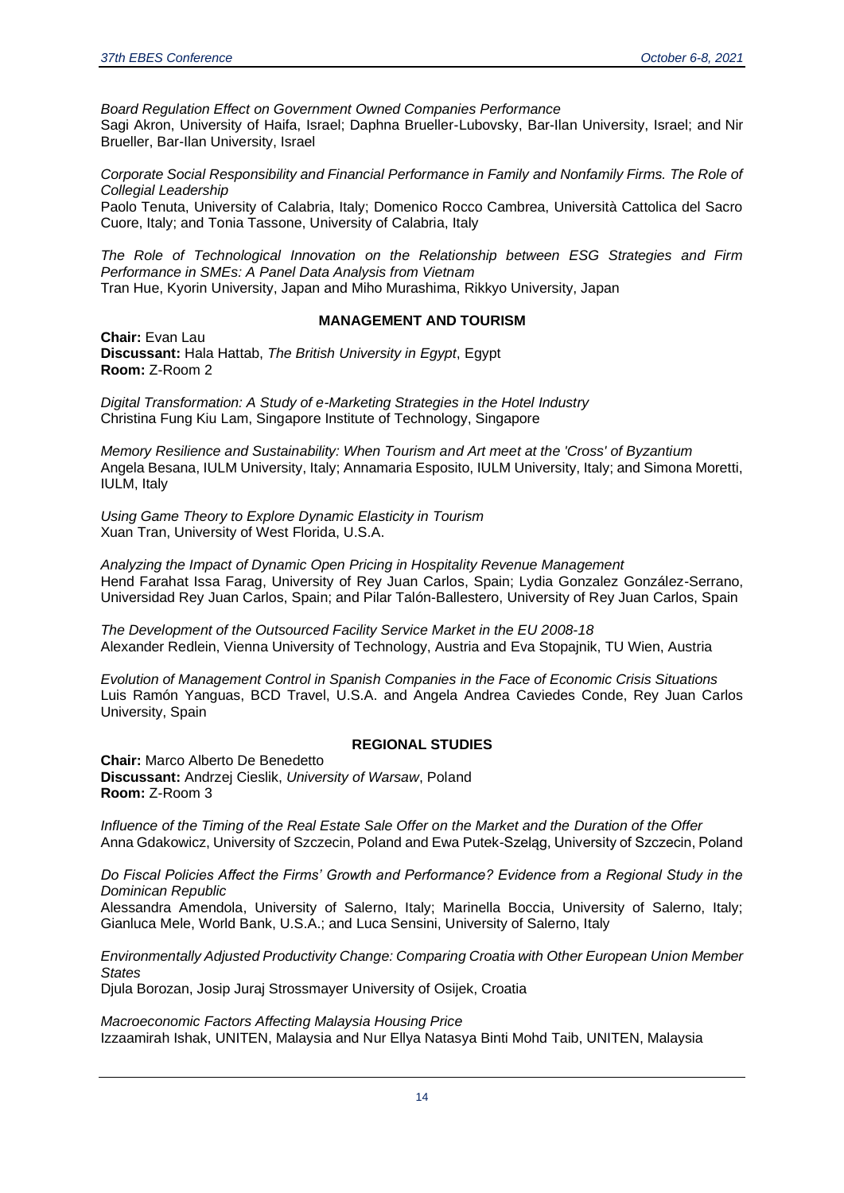*Board Regulation Effect on Government Owned Companies Performance*
Sagi Akron, University of Haifa, Israel; Daphna Brueller-Lubovsky, Bar-Ilan University, Israel; and Nir Brueller, Bar-Ilan University, Israel

*Corporate Social Responsibility and Financial Performance in Family and Nonfamily Firms. The Role of Collegial Leadership*
Paolo Tenuta, University of Calabria, Italy; Domenico Rocco Cambrea, Università Cattolica del Sacro Cuore, Italy; and Tonia Tassone, University of Calabria, Italy

*The Role of Technological Innovation on the Relationship between ESG Strategies and Firm Performance in SMEs: A Panel Data Analysis from Vietnam*
Tran Hue, Kyorin University, Japan and Miho Murashima, Rikkyo University, Japan

### MANAGEMENT AND TOURISM

**Chair:** Evan Lau
**Discussant:** Hala Hattab, *The British University in Egypt*, Egypt
**Room:** Z-Room 2

*Digital Transformation: A Study of e-Marketing Strategies in the Hotel Industry*
Christina Fung Kiu Lam, Singapore Institute of Technology, Singapore

*Memory Resilience and Sustainability: When Tourism and Art meet at the 'Cross' of Byzantium*
Angela Besana, IULM University, Italy; Annamaria Esposito, IULM University, Italy; and Simona Moretti, IULM, Italy

*Using Game Theory to Explore Dynamic Elasticity in Tourism*
Xuan Tran, University of West Florida, U.S.A.

*Analyzing the Impact of Dynamic Open Pricing in Hospitality Revenue Management*
Hend Farahat Issa Farag, University of Rey Juan Carlos, Spain; Lydia Gonzalez González-Serrano, Universidad Rey Juan Carlos, Spain; and Pilar Talón-Ballestero, University of Rey Juan Carlos, Spain

*The Development of the Outsourced Facility Service Market in the EU 2008-18*
Alexander Redlein, Vienna University of Technology, Austria and Eva Stopajnik, TU Wien, Austria

*Evolution of Management Control in Spanish Companies in the Face of Economic Crisis Situations*
Luis Ramón Yanguas, BCD Travel, U.S.A. and Angela Andrea Caviedes Conde, Rey Juan Carlos University, Spain

### REGIONAL STUDIES

**Chair:** Marco Alberto De Benedetto
**Discussant:** Andrzej Cieslik, *University of Warsaw*, Poland
**Room:** Z-Room 3

*Influence of the Timing of the Real Estate Sale Offer on the Market and the Duration of the Offer*
Anna Gdakowicz, University of Szczecin, Poland and Ewa Putek-Szeląg, University of Szczecin, Poland

*Do Fiscal Policies Affect the Firms' Growth and Performance? Evidence from a Regional Study in the Dominican Republic*
Alessandra Amendola, University of Salerno, Italy; Marinella Boccia, University of Salerno, Italy; Gianluca Mele, World Bank, U.S.A.; and Luca Sensini, University of Salerno, Italy

*Environmentally Adjusted Productivity Change: Comparing Croatia with Other European Union Member States*
Djula Borozan, Josip Juraj Strossmayer University of Osijek, Croatia

*Macroeconomic Factors Affecting Malaysia Housing Price*
Izzaamirah Ishak, UNITEN, Malaysia and Nur Ellya Natasya Binti Mohd Taib, UNITEN, Malaysia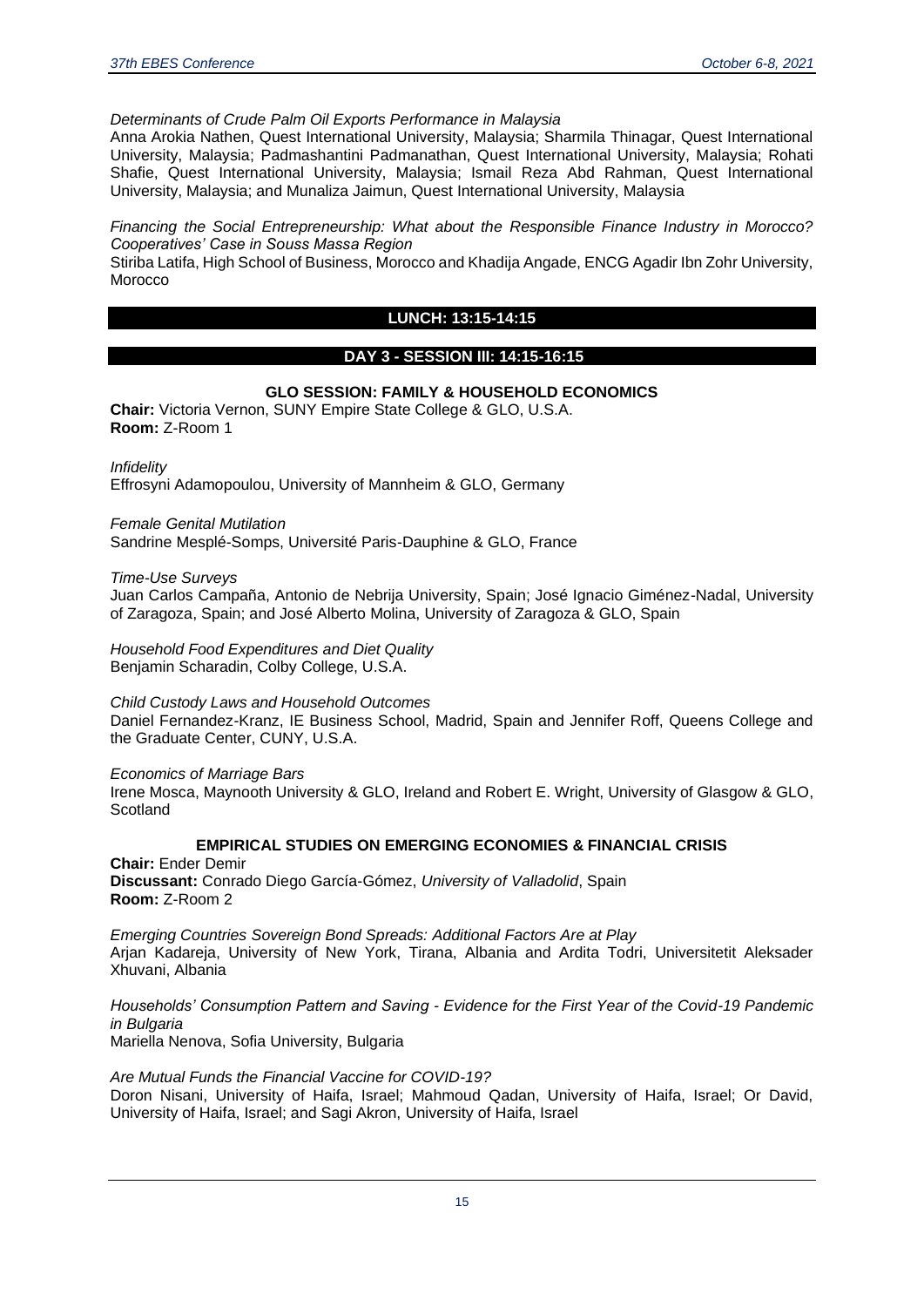*Determinants of Crude Palm Oil Exports Performance in Malaysia*
Anna Arokia Nathen, Quest International University, Malaysia; Sharmila Thinagar, Quest International University, Malaysia; Padmashantini Padmanathan, Quest International University, Malaysia; Rohati Shafie, Quest International University, Malaysia; Ismail Reza Abd Rahman, Quest International University, Malaysia; and Munaliza Jaimun, Quest International University, Malaysia

*Financing the Social Entrepreneurship: What about the Responsible Finance Industry in Morocco? Cooperatives' Case in Souss Massa Region*
Stiriba Latifa, High School of Business, Morocco and Khadija Angade, ENCG Agadir Ibn Zohr University, Morocco

## LUNCH: 13:15-14:15

## DAY 3 - SESSION III: 14:15-16:15

### GLO SESSION: FAMILY & HOUSEHOLD ECONOMICS

**Chair:** Victoria Vernon, SUNY Empire State College & GLO, U.S.A.
**Room:** Z-Room 1

*Infidelity*
Effrosyni Adamopoulou, University of Mannheim & GLO, Germany

*Female Genital Mutilation*
Sandrine Mesplé-Somps, Université Paris-Dauphine & GLO, France

*Time-Use Surveys*
Juan Carlos Campaña, Antonio de Nebrija University, Spain; José Ignacio Giménez-Nadal, University of Zaragoza, Spain; and José Alberto Molina, University of Zaragoza & GLO, Spain

*Household Food Expenditures and Diet Quality*
Benjamin Scharadin, Colby College, U.S.A.

*Child Custody Laws and Household Outcomes*
Daniel Fernandez-Kranz, IE Business School, Madrid, Spain and Jennifer Roff, Queens College and the Graduate Center, CUNY, U.S.A.

*Economics of Marriage Bars*
Irene Mosca, Maynooth University & GLO, Ireland and Robert E. Wright, University of Glasgow & GLO, Scotland

### EMPIRICAL STUDIES ON EMERGING ECONOMIES & FINANCIAL CRISIS

**Chair:** Ender Demir
**Discussant:** Conrado Diego García-Gómez, *University of Valladolid*, Spain
**Room:** Z-Room 2

*Emerging Countries Sovereign Bond Spreads: Additional Factors Are at Play*
Arjan Kadareja, University of New York, Tirana, Albania and Ardita Todri, Universitetit Aleksader Xhuvani, Albania

*Households' Consumption Pattern and Saving - Evidence for the First Year of the Covid-19 Pandemic in Bulgaria*
Mariella Nenova, Sofia University, Bulgaria

*Are Mutual Funds the Financial Vaccine for COVID-19?*
Doron Nisani, University of Haifa, Israel; Mahmoud Qadan, University of Haifa, Israel; Or David, University of Haifa, Israel; and Sagi Akron, University of Haifa, Israel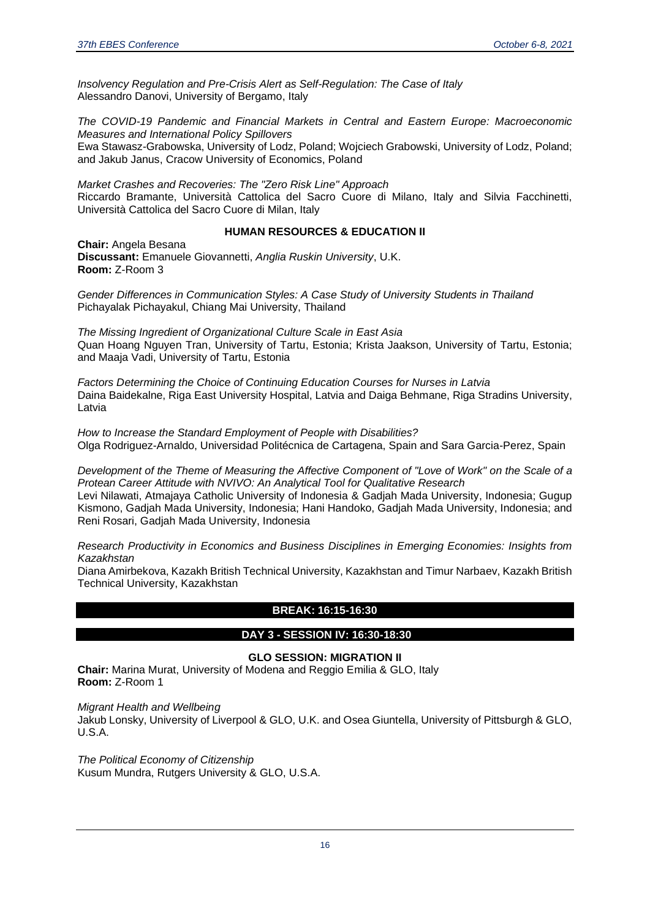*Insolvency Regulation and Pre-Crisis Alert as Self-Regulation: The Case of Italy*
Alessandro Danovi, University of Bergamo, Italy

*The COVID-19 Pandemic and Financial Markets in Central and Eastern Europe: Macroeconomic Measures and International Policy Spillovers*
Ewa Stawasz-Grabowska, University of Lodz, Poland; Wojciech Grabowski, University of Lodz, Poland; and Jakub Janus, Cracow University of Economics, Poland

*Market Crashes and Recoveries: The "Zero Risk Line" Approach*
Riccardo Bramante, Università Cattolica del Sacro Cuore di Milano, Italy and Silvia Facchinetti, Università Cattolica del Sacro Cuore di Milan, Italy

### HUMAN RESOURCES & EDUCATION II

**Chair:** Angela Besana
**Discussant:** Emanuele Giovannetti, *Anglia Ruskin University*, U.K.
**Room:** Z-Room 3

*Gender Differences in Communication Styles: A Case Study of University Students in Thailand*
Pichayalak Pichayakul, Chiang Mai University, Thailand

*The Missing Ingredient of Organizational Culture Scale in East Asia*
Quan Hoang Nguyen Tran, University of Tartu, Estonia; Krista Jaakson, University of Tartu, Estonia; and Maaja Vadi, University of Tartu, Estonia

*Factors Determining the Choice of Continuing Education Courses for Nurses in Latvia*
Daina Baidekalne, Riga East University Hospital, Latvia and Daiga Behmane, Riga Stradins University, Latvia

*How to Increase the Standard Employment of People with Disabilities?*
Olga Rodriguez-Arnaldo, Universidad Politécnica de Cartagena, Spain and Sara Garcia-Perez, Spain

*Development of the Theme of Measuring the Affective Component of "Love of Work" on the Scale of a Protean Career Attitude with NVIVO: An Analytical Tool for Qualitative Research*
Levi Nilawati, Atmajaya Catholic University of Indonesia & Gadjah Mada University, Indonesia; Gugup Kismono, Gadjah Mada University, Indonesia; Hani Handoko, Gadjah Mada University, Indonesia; and Reni Rosari, Gadjah Mada University, Indonesia

*Research Productivity in Economics and Business Disciplines in Emerging Economies: Insights from Kazakhstan*
Diana Amirbekova, Kazakh British Technical University, Kazakhstan and Timur Narbaev, Kazakh British Technical University, Kazakhstan

## BREAK: 16:15-16:30

## DAY 3 - SESSION IV: 16:30-18:30

### GLO SESSION: MIGRATION II

**Chair:** Marina Murat, University of Modena and Reggio Emilia & GLO, Italy
**Room:** Z-Room 1

*Migrant Health and Wellbeing*
Jakub Lonsky, University of Liverpool & GLO, U.K. and Osea Giuntella, University of Pittsburgh & GLO, U.S.A.

*The Political Economy of Citizenship*
Kusum Mundra, Rutgers University & GLO, U.S.A.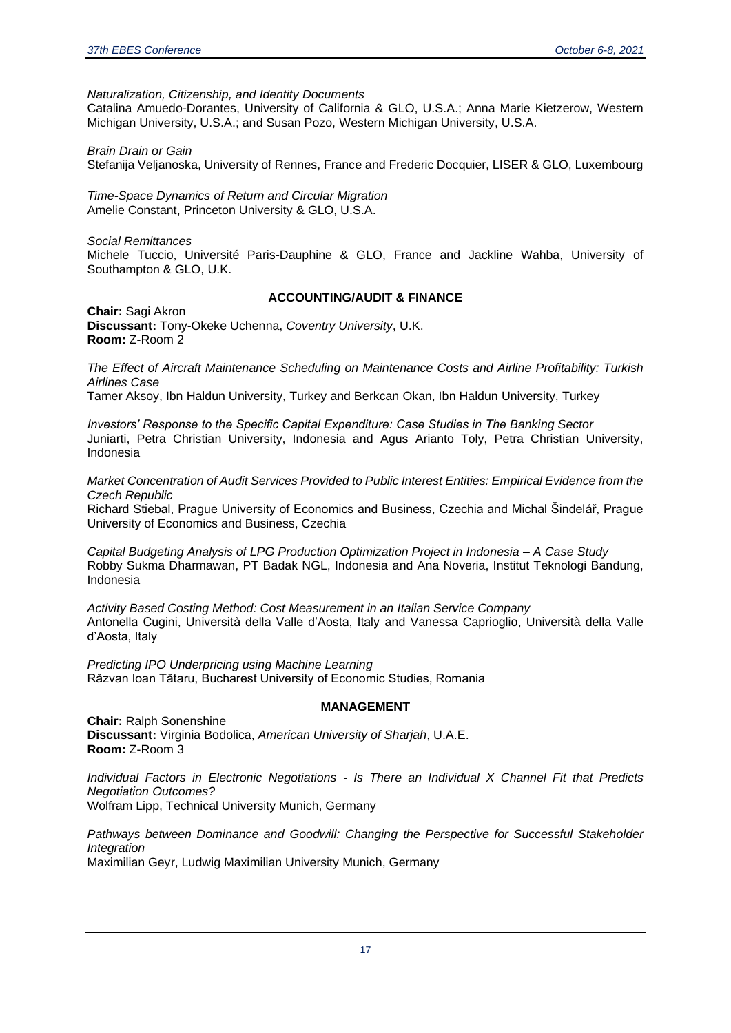*Naturalization, Citizenship, and Identity Documents*
Catalina Amuedo-Dorantes, University of California & GLO, U.S.A.; Anna Marie Kietzerow, Western Michigan University, U.S.A.; and Susan Pozo, Western Michigan University, U.S.A.

*Brain Drain or Gain*
Stefanija Veljanoska, University of Rennes, France and Frederic Docquier, LISER & GLO, Luxembourg

*Time-Space Dynamics of Return and Circular Migration*
Amelie Constant, Princeton University & GLO, U.S.A.

*Social Remittances*
Michele Tuccio, Université Paris-Dauphine & GLO, France and Jackline Wahba, University of Southampton & GLO, U.K.

## ACCOUNTING/AUDIT & FINANCE

**Chair:** Sagi Akron
**Discussant:** Tony-Okeke Uchenna, *Coventry University*, U.K.
**Room:** Z-Room 2

*The Effect of Aircraft Maintenance Scheduling on Maintenance Costs and Airline Profitability: Turkish Airlines Case*
Tamer Aksoy, Ibn Haldun University, Turkey and Berkcan Okan, Ibn Haldun University, Turkey

*Investors' Response to the Specific Capital Expenditure: Case Studies in The Banking Sector*
Juniarti, Petra Christian University, Indonesia and Agus Arianto Toly, Petra Christian University, Indonesia

*Market Concentration of Audit Services Provided to Public Interest Entities: Empirical Evidence from the Czech Republic*
Richard Stiebal, Prague University of Economics and Business, Czechia and Michal Šindelář, Prague University of Economics and Business, Czechia

*Capital Budgeting Analysis of LPG Production Optimization Project in Indonesia – A Case Study*
Robby Sukma Dharmawan, PT Badak NGL, Indonesia and Ana Noveria, Institut Teknologi Bandung, Indonesia

*Activity Based Costing Method: Cost Measurement in an Italian Service Company*
Antonella Cugini, Università della Valle d'Aosta, Italy and Vanessa Caprioglio, Università della Valle d'Aosta, Italy

*Predicting IPO Underpricing using Machine Learning*
Răzvan Ioan Tătaru, Bucharest University of Economic Studies, Romania

## MANAGEMENT

**Chair:** Ralph Sonenshine
**Discussant:** Virginia Bodolica, *American University of Sharjah*, U.A.E.
**Room:** Z-Room 3

*Individual Factors in Electronic Negotiations - Is There an Individual X Channel Fit that Predicts Negotiation Outcomes?*
Wolfram Lipp, Technical University Munich, Germany

*Pathways between Dominance and Goodwill: Changing the Perspective for Successful Stakeholder Integration*
Maximilian Geyr, Ludwig Maximilian University Munich, Germany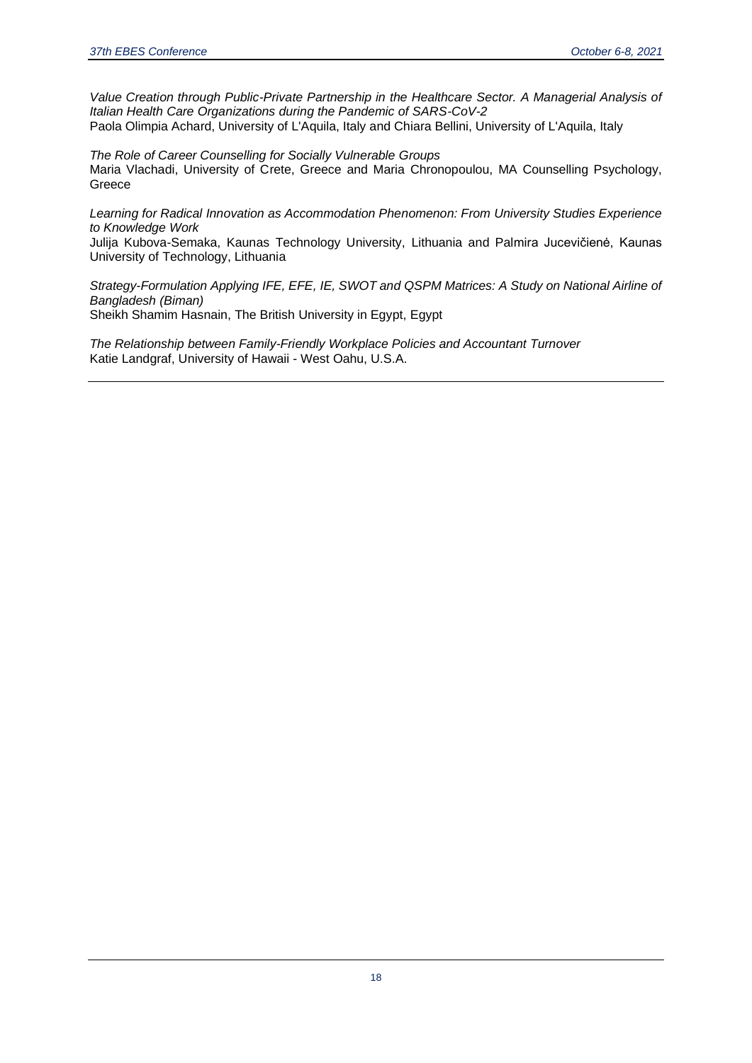*Value Creation through Public-Private Partnership in the Healthcare Sector. A Managerial Analysis of Italian Health Care Organizations during the Pandemic of SARS-CoV-2*
Paola Olimpia Achard, University of L'Aquila, Italy and Chiara Bellini, University of L'Aquila, Italy

*The Role of Career Counselling for Socially Vulnerable Groups*
Maria Vlachadi, University of Crete, Greece and Maria Chronopoulou, MA Counselling Psychology, Greece

*Learning for Radical Innovation as Accommodation Phenomenon: From University Studies Experience to Knowledge Work*
Julija Kubova-Semaka, Kaunas Technology University, Lithuania and Palmira Jucevičienė, Kaunas University of Technology, Lithuania

*Strategy-Formulation Applying IFE, EFE, IE, SWOT and QSPM Matrices: A Study on National Airline of Bangladesh (Biman)*
Sheikh Shamim Hasnain, The British University in Egypt, Egypt

*The Relationship between Family-Friendly Workplace Policies and Accountant Turnover*
Katie Landgraf, University of Hawaii - West Oahu, U.S.A.